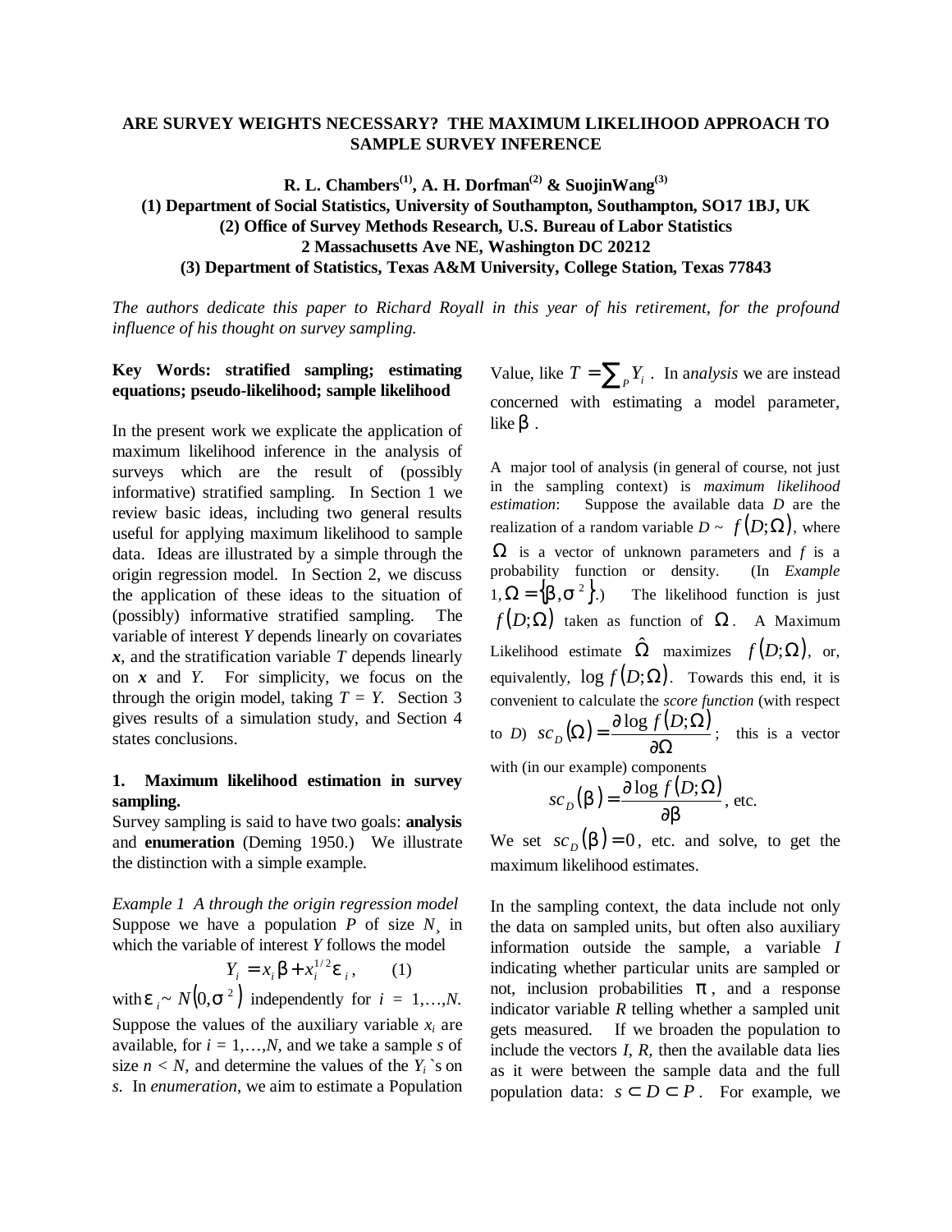# ARE SURVEY WEIGHTS NECESSARY? THE MAXIMUM LIKELIHOOD APPROACH TO SAMPLE SURVEY INFERENCE

**R. L. Chambers[(1)], A. H. Dorfman[(2)] & SuojinWang[(3)]**
**(1) Department of Social Statistics, University of Southampton, Southampton, SO17 1BJ, UK**
**(2) Office of Survey Methods Research, U.S. Bureau of Labor Statistics**
**2 Massachusetts Ave NE, Washington DC 20212**
**(3) Department of Statistics, Texas A&M University, College Station, Texas 77843**

*The authors dedicate this paper to Richard Royall in this year of his retirement, for the profound influence of his thought on survey sampling.*

**Key Words: stratified sampling; estimating equations; pseudo-likelihood; sample likelihood**

In the present work we explicate the application of maximum likelihood inference in the analysis of surveys which are the result of (possibly informative) stratified sampling. In Section 1 we review basic ideas, including two general results useful for applying maximum likelihood to sample data. Ideas are illustrated by a simple through the origin regression model. In Section 2, we discuss the application of these ideas to the situation of (possibly) informative stratified sampling. The variable of interest $Y$ depends linearly on covariates $\boldsymbol{x}$, and the stratification variable $T$ depends linearly on $\boldsymbol{x}$ and $Y$. For simplicity, we focus on the through the origin model, taking $T = Y$. Section 3 gives results of a simulation study, and Section 4 states conclusions.

## 1. Maximum likelihood estimation in survey sampling.

Survey sampling is said to have two goals: **analysis** and **enumeration** (Deming 1950.) We illustrate the distinction with a simple example.

*Example 1 A through the origin regression model* Suppose we have a population $P$ of size $N$, in which the variable of interest $Y$ follows the model

$$Y_i = x_i \beta + x_i^{1/2} \varepsilon_i , \qquad (1)$$

with $\varepsilon_i \sim N(0, \sigma^2)$ independently for $i$ = 1,…,$N$. Suppose the values of the auxiliary variable $x_i$ are available, for $i$ = 1,…,$N$, and we take a sample $s$ of size $n < N$, and determine the values of the $Y_i$`s on $s$. In *enumeration*, we aim to estimate a Population Value, like $T = \sum_P Y_i$. In a*nalysis* we are instead concerned with estimating a model parameter, like $\beta$.

A major tool of analysis (in general of course, not just in the sampling context) is *maximum likelihood estimation*: Suppose the available data $D$ are the realization of a random variable $D \sim f(D;\Omega)$, where $\Omega$ is a vector of unknown parameters and $f$ is a probability function or density. (In *Example* 1, $\Omega = \{\beta, \sigma^2\}$.) The likelihood function is just $f(D;\Omega)$ taken as function of $\Omega$. A Maximum Likelihood estimate $\hat{\Omega}$ maximizes $f(D;\Omega)$, or, equivalently, $\log f(D;\Omega)$. Towards this end, it is convenient to calculate the *score function* (with respect to $D$) $sc_D(\Omega) = \dfrac{\partial \log f(D;\Omega)}{\partial \Omega}$; this is a vector with (in our example) components

$$sc_D(\beta) = \frac{\partial \log f(D;\Omega)}{\partial \beta}, \text{ etc.}$$

We set $sc_D(\beta) = 0$, etc. and solve, to get the maximum likelihood estimates.

In the sampling context, the data include not only the data on sampled units, but often also auxiliary information outside the sample, a variable $I$ indicating whether particular units are sampled or not, inclusion probabilities $\pi$, and a response indicator variable $R$ telling whether a sampled unit gets measured. If we broaden the population to include the vectors $I$, $R$, then the available data lies as it were between the sample data and the full population data: $s \subset D \subset P$. For example, we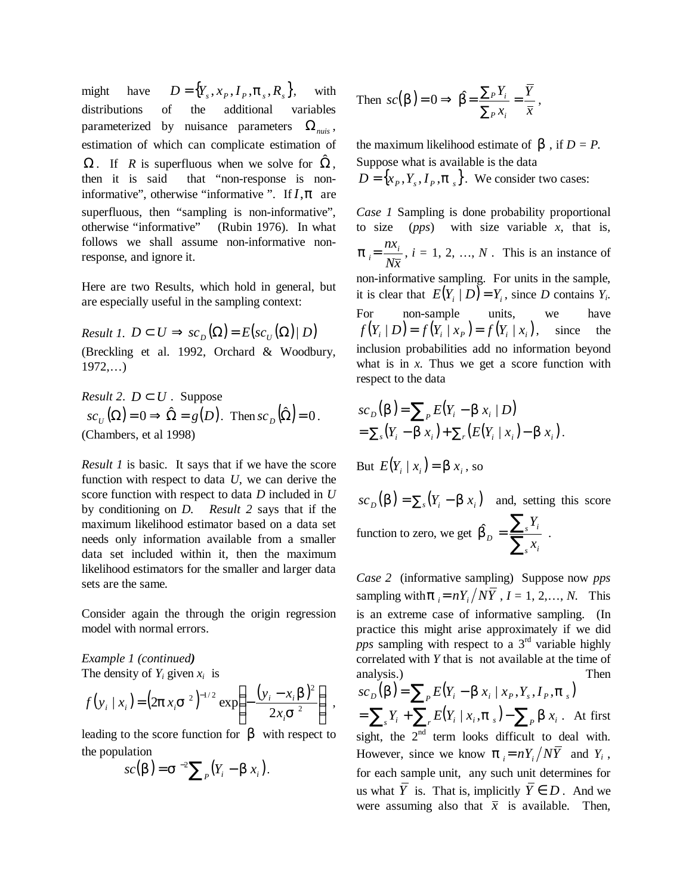might have $D = \{Y_s, x_P, I_P, \pi_s, R_s\}$, with distributions of the additional variables parameterized by nuisance parameters $\Omega_{nuis}$, estimation of which can complicate estimation of $\Omega$. If $R$ is superfluous when we solve for $\hat{\Omega}$, then it is said that "non-response is non-informative", otherwise "informative". If $I, \pi$ are superfluous, then "sampling is non-informative", otherwise "informative" (Rubin 1976). In what follows we shall assume non-informative non-response, and ignore it.

Here are two Results, which hold in general, but are especially useful in the sampling context:

*Result 1.* $D \subset U \Rightarrow sc_D(\Omega) = E(sc_U(\Omega) \mid D)$ (Breckling et al. 1992, Orchard & Woodbury, 1972,…)

*Result 2.* $D \subset U$. Suppose $sc_U(\Omega) = 0 \Rightarrow \hat{\Omega} = g(D)$. Then $sc_D(\hat{\Omega}) = 0$. (Chambers, et al 1998)

*Result 1* is basic. It says that if we have the score function with respect to data $U$, we can derive the score function with respect to data $D$ included in $U$ by conditioning on $D$. *Result 2* says that if the maximum likelihood estimator based on a data set needs only information available from a smaller data set included within it, then the maximum likelihood estimators for the smaller and larger data sets are the same.

Consider again the through the origin regression model with normal errors.

*Example 1 (continued)*
The density of $Y_i$ given $x_i$ is

$$f(y_i \mid x_i) = (2\pi x_i \sigma^2)^{-1/2} \exp\left(-\frac{(y_i - x_i\beta)^2}{2x_i\sigma^2}\right),$$

leading to the score function for $\beta$ with respect to the population

$$sc(\beta) = \sigma^{-2} \sum_P (Y_i - \beta x_i).$$

Then $sc(\beta) = 0 \Rightarrow \hat{\beta} = \frac{\sum_P Y_i}{\sum_P x_i} = \frac{\bar{Y}}{\bar{x}}$,

the maximum likelihood estimate of $\beta$, if $D = P$. Suppose what is available is the data $D = \{x_P, Y_s, I_P, \pi_s\}$. We consider two cases:

*Case 1* Sampling is done probability proportional to size (*pps*) with size variable $x$, that is, $\pi_i = \frac{nx_i}{N\bar{x}}$, $i = 1, 2, \ldots, N$. This is an instance of non-informative sampling. For units in the sample, it is clear that $E(Y_i \mid D) = Y_i$, since $D$ contains $Y_i$. For non-sample units, we have $f(Y_i \mid D) = f(Y_i \mid x_P) = f(Y_i \mid x_i)$, since the inclusion probabilities add no information beyond what is in $x$. Thus we get a score function with respect to the data

$$sc_D(\beta) = \sum_P E(Y_i - \beta x_i \mid D)$$
$$= \sum_s (Y_i - \beta x_i) + \sum_r (E(Y_i \mid x_i) - \beta x_i).$$

But $E(Y_i \mid x_i) = \beta x_i$, so

$sc_D(\beta) = \sum_s (Y_i - \beta x_i)$ and, setting this score function to zero, we get $\hat{\beta}_D = \frac{\sum_s Y_i}{\sum_s x_i}$.

*Case 2* (informative sampling) Suppose now *pps* sampling with $\pi_i = nY_i / N\bar{Y}$, $I = 1, 2, \ldots, N$. This is an extreme case of informative sampling. (In practice this might arise approximately if we did *pps* sampling with respect to a 3rd variable highly correlated with $Y$ that is not available at the time of analysis.) Then

$$sc_D(\beta) = \sum_P E(Y_i - \beta x_i \mid x_P, Y_s, I_P, \pi_s)$$
$$= \sum_s Y_i + \sum_r E(Y_i \mid x_i, \pi_s) - \sum_P \beta x_i.$$

At first sight, the 2nd term looks difficult to deal with. However, since we know $\pi_i = nY_i / N\bar{Y}$ and $Y_i$, for each sample unit, any such unit determines for us what $\bar{Y}$ is. That is, implicitly $\bar{Y} \in D$. And we were assuming also that $\bar{x}$ is available. Then,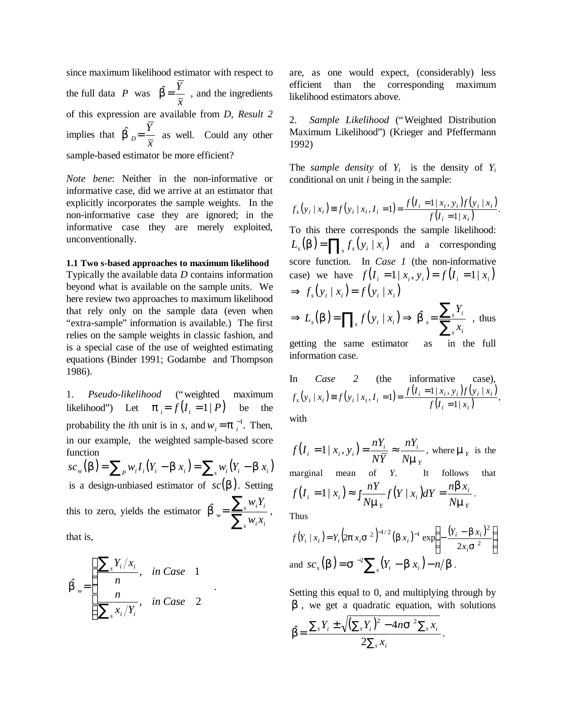since maximum likelihood estimator with respect to the full data $P$ was $\hat{\beta} = \frac{\bar{Y}}{\bar{x}}$, and the ingredients of this expression are available from *D, Result 2* implies that $\hat{\beta}_D = \frac{\bar{Y}}{\bar{x}}$ as well. Could any other sample-based estimator be more efficient?

*Note bene*: Neither in the non-informative or informative case, did we arrive at an estimator that explicitly incorporates the sample weights. In the non-informative case they are ignored; in the informative case they are merely exploited, unconventionally.

**1.1 Two s-based approaches to maximum likelihood**

Typically the available data *D* contains information beyond what is available on the sample units. We here review two approaches to maximum likelihood that rely only on the sample data (even when "extra-sample" information is available.) The first relies on the sample weights in classic fashion, and is a special case of the use of weighted estimating equations (Binder 1991; Godambe and Thompson 1986).

1. *Pseudo-likelihood* ("weighted maximum likelihood") Let $\pi_i = f(I_i = 1 | P)$ be the probability the *i*th unit is in *s*, and $w_i = \pi_i^{-1}$. Then, in our example, the weighted sample-based score function $sc_w(\beta) = \sum_P w_i I_i (Y_i - \beta x_i) = \sum_s w_i (Y_i - \beta x_i)$ is a design-unbiased estimator of $sc(\beta)$. Setting this to zero, yields the estimator $\hat{\beta}_w = \frac{\sum_s w_i Y_i}{\sum_s w_i x_i}$,

that is,

$$\hat{\beta}_w = \begin{cases} \dfrac{\sum_s Y_i / x_i}{n}, & in\ Case\ \ 1 \\[2ex] \dfrac{n}{\sum_s x_i / Y_i}, & in\ Case\ \ 2 \end{cases}.$$

are, as one would expect, (considerably) less efficient than the corresponding maximum likelihood estimators above.

2. *Sample Likelihood* ("Weighted Distribution Maximum Likelihood") (Krieger and Pfeffermann 1992)

The *sample density* of $Y_i$ is the density of $Y_i$ conditional on unit *i* being in the sample:

$$f_s(y_i | x_i) \equiv f(y_i | x_i, I_i = 1) = \frac{f(I_i = 1 | x_i, y_i) f(y_i | x_i)}{f(I_i = 1 | x_i)}.$$

To this there corresponds the sample likelihood: $L_s(\beta) = \prod_s f_s(y_i | x_i)$ and a corresponding score function. In *Case 1* (the non-informative case) we have $f(I_i = 1 | x_i, y_i) = f(I_i = 1 | x_i)$ $\Rightarrow f_s(y_i | x_i) = f(y_i | x_i)$ $\Rightarrow L_s(\beta) = \prod_s f(y_i | x_i) \Rightarrow \hat{\beta}_s = \frac{\sum_s Y_i}{\sum_s x_i}$, thus getting the same estimator as in the full information case.

In *Case 2* (the informative case), $f_s(y_i | x_i) \equiv f(y_i | x_i, I_i = 1) = \frac{f(I_i = 1 | x_i, y_i) f(y_i | x_i)}{f(I_i = 1 | x_i)}$, with

$f(I_i = 1 | x_i, y_i) = \frac{nY_i}{N\bar{Y}} \approx \frac{nY_i}{N\mu_Y}$, where $\mu_Y$ is the marginal mean of *Y*. It follows that $f(I_i = 1 | x_i) \approx \int \frac{nY}{N\mu_Y} f(Y | x_i) dY = \frac{n\beta x_i}{N\mu_Y}$.

Thus

$$f(Y_i | x_i) = Y_i \left(2\pi x_i \sigma^2\right)^{-1/2} (\beta x_i)^{-1} \exp\left(-\frac{(Y_i - \beta x_i)^2}{2x_i\sigma^2}\right)$$

and $sc_s(\beta) = \sigma^{-2} \sum_s (Y_i - \beta x_i) - n/\beta$.

Setting this equal to 0, and multiplying through by $\beta$, we get a quadratic equation, with solutions

$$\hat{\beta} = \frac{\sum_s Y_i \pm \sqrt{\left(\sum_s Y_i\right)^2 - 4n\sigma^2 \sum_s x_i}}{2\sum_s x_i}.$$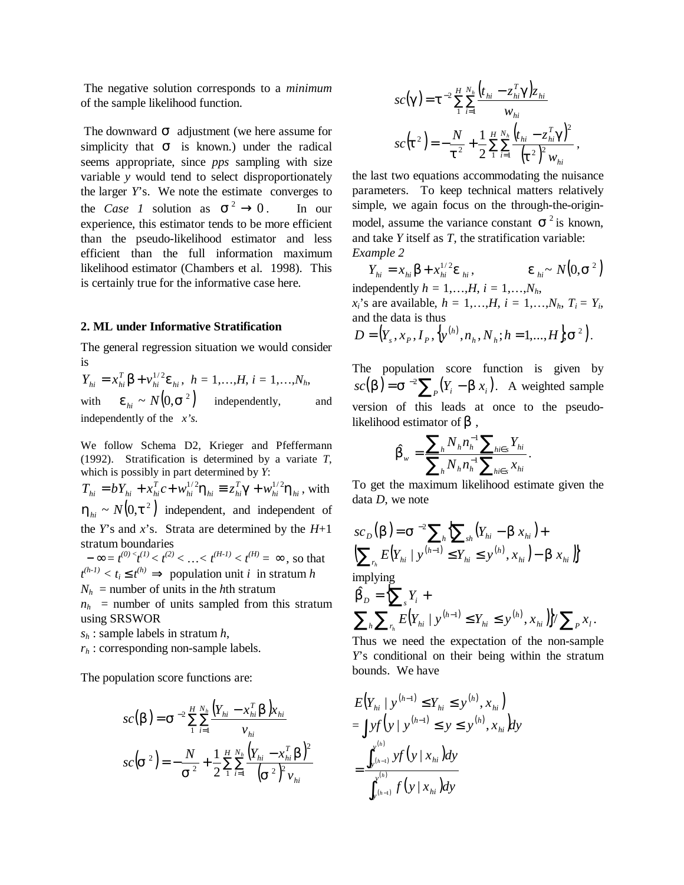The negative solution corresponds to a *minimum* of the sample likelihood function.

The downward $\sigma$ adjustment (we here assume for simplicity that $\sigma$ is known.) under the radical seems appropriate, since *pps* sampling with size variable *y* would tend to select disproportionately the larger *Y*'s. We note the estimate converges to the *Case 1* solution as $\sigma^2 \to 0$. In our experience, this estimator tends to be more efficient than the pseudo-likelihood estimator and less efficient than the full information maximum likelihood estimator (Chambers et al. 1998). This is certainly true for the informative case here.

## 2. ML under Informative Stratification

The general regression situation we would consider is

$Y_{hi} = x_{hi}^T \beta + v_{hi}^{1/2} \varepsilon_{hi}$, $h = 1,\ldots,H$, $i = 1,\ldots,N_h$, with $\varepsilon_{hi} \sim N(0,\sigma^2)$ independently, and independently of the $x$'s.

We follow Schema D2, Krieger and Pfeffermann (1992). Stratification is determined by a variate *T*, which is possibly in part determined by *Y*:

$T_{hi} = bY_{hi} + x_{hi}^T c + w_{hi}^{1/2} \eta_{hi} \equiv z_{hi}^T \gamma + w_{hi}^{1/2} \eta_{hi}$, with $\eta_{hi} \sim N(0,\tau^2)$ independent, and independent of the *Y*'s and *x*'s. Strata are determined by the *H*+1 stratum boundaries

$-\infty = t^{(0)} < t^{(1)} < t^{(2)} < \ldots < t^{(H-1)} < t^{(H)} = \infty$, so that $t^{(h-1)} < t_i \le t^{(h)} \Rightarrow$ population unit *i* in stratum *h*

$N_h$ = number of units in the *h*th stratum

$n_h$ = number of units sampled from this stratum using SRSWOR

$s_h$ : sample labels in stratum *h*,

$r_h$ : corresponding non-sample labels.

The population score functions are:

$$sc(\beta) = \sigma^{-2} \sum_1^H \sum_{i=1}^{N_h} \frac{(Y_{hi} - x_{hi}^T \beta) x_{hi}}{v_{hi}}$$

$$sc(\sigma^2) = -\frac{N}{\sigma^2} + \frac{1}{2} \sum_1^H \sum_{i=1}^{N_h} \frac{(Y_{hi} - x_{hi}^T \beta)^2}{(\sigma^2)^2 v_{hi}}$$

$$sc(\gamma) = \tau^{-2} \sum_1^H \sum_{i=1}^{N_h} \frac{(t_{hi} - z_{hi}^T \gamma) z_{hi}}{w_{hi}}$$

$$sc(\tau^2) = -\frac{N}{\tau^2} + \frac{1}{2} \sum_1^H \sum_{i=1}^{N_h} \frac{(t_{hi} - z_{hi}^T \gamma)^2}{(\tau^2)^2 w_{hi}},$$

the last two equations accommodating the nuisance parameters. To keep technical matters relatively simple, we again focus on the through-the-origin-model, assume the variance constant $\sigma^2$ is known, and take *Y* itself as *T*, the stratification variable:

*Example 2*

$$Y_{hi} = x_{hi} \beta + x_{hi}^{1/2} \varepsilon_{hi}, \qquad \varepsilon_{hi} \sim N(0,\sigma^2)$$

independently $h = 1,\ldots,H$, $i = 1,\ldots,N_h$,

$x_i$'s are available, $h = 1,\ldots,H$, $i = 1,\ldots,N_h$, $T_i = Y_i$, and the data is thus

$$D = \left(Y_s, x_P, I_P, \{y^{(h)}, n_h, N_h; h = 1,\ldots,H\}, \sigma^2\right).$$

The population score function is given by $sc(\beta) = \sigma^{-2} \sum_P (Y_i - \beta x_i)$. A weighted sample version of this leads at once to the pseudo-likelihood estimator of $\beta$,

$$\hat{\beta}_w = \frac{\sum_h N_h n_h^{-1} \sum_{hi \in s} Y_{hi}}{\sum_h N_h n_h^{-1} \sum_{hi \in s} x_{hi}}.$$

To get the maximum likelihood estimate given the data *D*, we note

$$sc_D(\beta) = \sigma^{-2} \sum_h \Big\{ \sum_{sh} (Y_{hi} - \beta x_{hi}) + \left( \sum_{r_h} E\left(Y_{hi} \mid y^{(h-1)} \le Y_{hi} \le y^{(h)}, x_{hi}\right) - \beta x_{hi} \right) \Big\}$$

implying

$$\hat{\beta}_D = \Big\{ \sum_s Y_i + \sum_h \sum_{r_h} E\left(Y_{hi} \mid y^{(h-1)} \le Y_{hi} \le y^{(h)}, x_{hi}\right) \Big\} / \sum_P x_i.$$

Thus we need the expectation of the non-sample *Y*'s conditional on their being within the stratum bounds. We have

$$E\left(Y_{hi} \mid y^{(h-1)} \le Y_{hi} \le y^{(h)}, x_{hi}\right) = \int y f\left(y \mid y^{(h-1)} \le y \le y^{(h)}, x_{hi}\right) dy = \frac{\int_{y^{(h-1)}}^{y^{(h)}} y f(y \mid x_{hi}) dy}{\int_{y^{(h-1)}}^{y^{(h)}} f(y \mid x_{hi}) dy}$$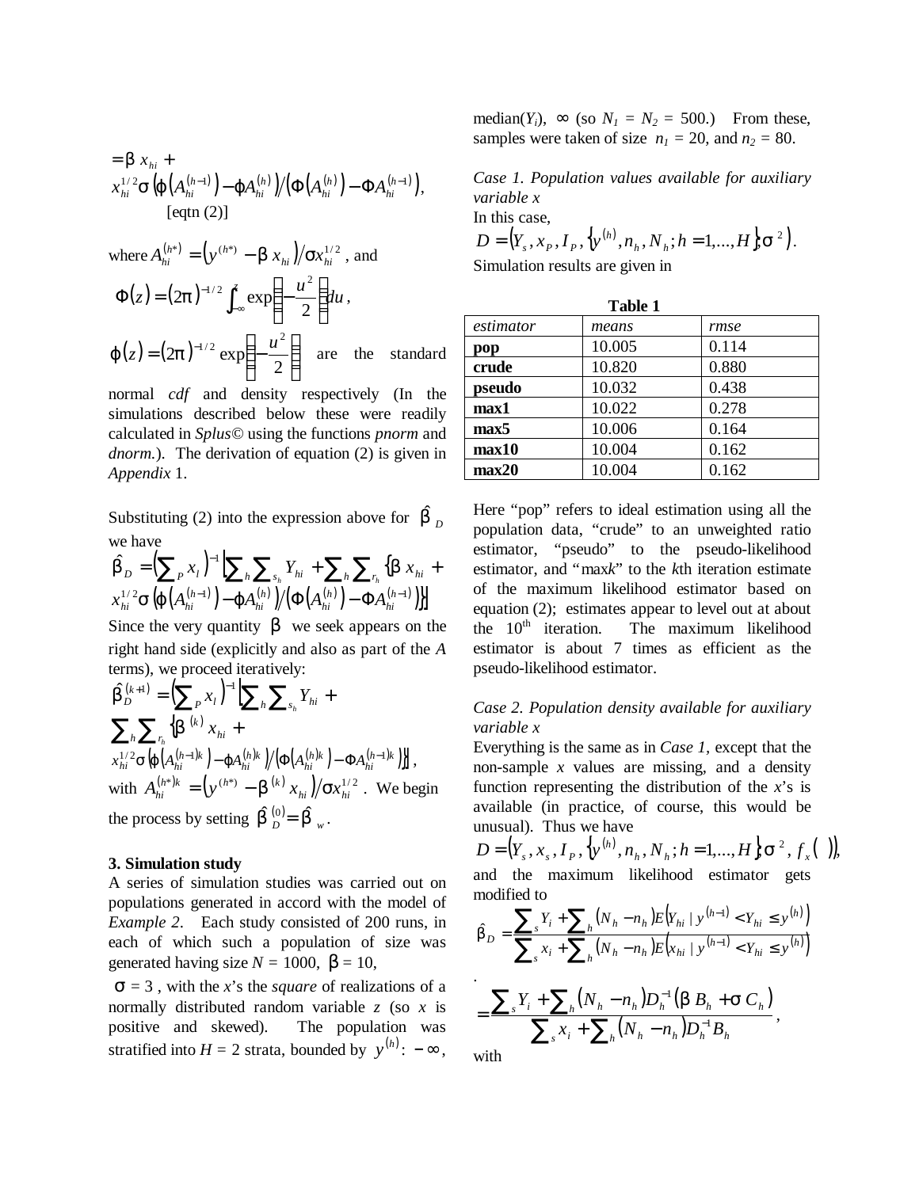$$= \beta x_{hi} + x_{hi}^{1/2}\sigma\left(\phi\left(A_{hi}^{(h-1)}\right) - \phi A_{hi}^{(h)}\right) / \left(\Phi\left(A_{hi}^{(h)}\right) - \Phi A_{hi}^{(h-1)}\right),$$

[eqtn (2)]

where $A_{hi}^{(h*)} = \left(y^{(h*)} - \beta x_{hi}\right)/\sigma x_{hi}^{1/2}$, and

$$\Phi(z) = (2\pi)^{-1/2} \int_{-\infty}^{z} \exp\left(-\frac{u^2}{2}\right) du,$$

$\phi(z) = (2\pi)^{-1/2} \exp\left(-\frac{u^2}{2}\right)$ are the standard normal *cdf* and density respectively (In the simulations described below these were readily calculated in *Splus*© using the functions *pnorm* and *dnorm.*). The derivation of equation (2) is given in *Appendix* 1.

Substituting (2) into the expression above for $\hat{\beta}_D$ we have

$$\hat{\beta}_D = \left(\sum_P x_l\right)^{-1} \left[\sum_h \sum_{s_h} Y_{hi} + \sum_h \sum_{r_h} \left\{\beta x_{hi} + x_{hi}^{1/2}\sigma\left(\phi\left(A_{hi}^{(h-1)}\right) - \phi A_{hi}^{(h)}\right) / \left(\Phi\left(A_{hi}^{(h)}\right) - \Phi A_{hi}^{(h-1)}\right)\right\}\right]$$

Since the very quantity $\beta$ we seek appears on the right hand side (explicitly and also as part of the *A* terms), we proceed iteratively:

$$\hat{\beta}_D^{(k+1)} = \left(\sum_P x_l\right)^{-1} \left[\sum_h \sum_{s_h} Y_{hi} + \sum_h \sum_{r_h} \left\{\beta^{(k)} x_{hi} + x_{hi}^{1/2}\sigma\left(\phi\left(A_{hi}^{(h-1)k}\right) - \phi A_{hi}^{(h)k}\right) / \left(\Phi\left(A_{hi}^{(h)k}\right) - \Phi A_{hi}^{(h-1)k}\right)\right\}\right],$$

with $A_{hi}^{(h*)k} = \left(y^{(h*)} - \beta^{(k)} x_{hi}\right)/\sigma x_{hi}^{1/2}$. We begin the process by setting $\hat{\beta}_D^{(0)} = \hat{\beta}_w$.

### 3. Simulation study

A series of simulation studies was carried out on populations generated in accord with the model of *Example 2*. Each study consisted of 200 runs, in each of which such a population of size was generated having size $N = 1000$, $\beta = 10$, $\sigma = 3$, with the $x$'s the *square* of realizations of a normally distributed random variable $z$ (so $x$ is positive and skewed). The population was stratified into $H = 2$ strata, bounded by $y^{(h)}$: $-\infty$, median($Y_i$), $\infty$ (so $N_1 = N_2 = 500$.) From these, samples were taken of size $n_1 = 20$, and $n_2 = 80$.

*Case 1. Population values available for auxiliary variable x*

In this case,

$$D = \left(Y_s, x_P, I_P, \left\{y^{(h)}, n_h, N_h; h = 1,...,H\right\}, \sigma^2\right).$$

Simulation results are given in

**Table 1**

| *estimator* | *means* | *rmse* |
|---|---|---|
| **pop** | 10.005 | 0.114 |
| **crude** | 10.820 | 0.880 |
| **pseudo** | 10.032 | 0.438 |
| **max1** | 10.022 | 0.278 |
| **max5** | 10.006 | 0.164 |
| **max10** | 10.004 | 0.162 |
| **max20** | 10.004 | 0.162 |

Here "pop" refers to ideal estimation using all the population data, "crude" to an unweighted ratio estimator, "pseudo" to the pseudo-likelihood estimator, and "max*k*" to the *k*th iteration estimate of the maximum likelihood estimator based on equation (2); estimates appear to level out at about the 10th iteration. The maximum likelihood estimator is about 7 times as efficient as the pseudo-likelihood estimator.

*Case 2. Population density available for auxiliary variable x*

Everything is the same as in *Case 1*, except that the non-sample *x* values are missing, and a density function representing the distribution of the *x*'s is available (in practice, of course, this would be unusual). Thus we have

$$D = \left(Y_s, x_s, I_P, \left\{y^{(h)}, n_h, N_h; h = 1,...,H\right\}, \sigma^2, f_x(\ )\right),$$

and the maximum likelihood estimator gets modified to

$$\hat{\beta}_D = \frac{\sum_s Y_i + \sum_h (N_h - n_h) E\left(Y_{hi} \mid y^{(h-1)} < Y_{hi} \le y^{(h)}\right)}{\sum_s x_i + \sum_h (N_h - n_h) E\left(x_{hi} \mid y^{(h-1)} < Y_{hi} \le y^{(h)}\right)}$$

.

$$= \frac{\sum_s Y_i + \sum_h (N_h - n_h) D_h^{-1} (\beta B_h + \sigma C_h)}{\sum_s x_i + \sum_h (N_h - n_h) D_h^{-1} B_h},$$

with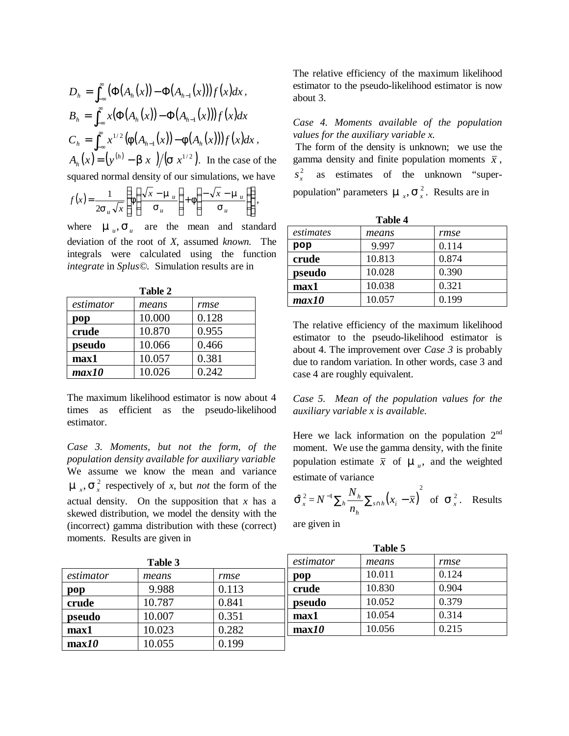$$D_h = \int_{-\infty}^{\infty} \left(\Phi\left(A_h(x)\right) - \Phi\left(A_{h-1}(x)\right)\right) f(x)dx,$$

$$B_h = \int_{-\infty}^{\infty} x\left(\Phi\left(A_h(x)\right) - \Phi\left(A_{h-1}(x)\right)\right) f(x)dx$$

$$C_h = \int_{-\infty}^{\infty} x^{1/2}\left(\phi\left(A_{h-1}(x)\right) - \phi\left(A_h(x)\right)\right) f(x)dx,$$

$A_h(x) = \left(y^{(h)} - \beta x\right) / \left(\sigma x^{1/2}\right)$. In the case of the squared normal density of our simulations, we have

$$f(x) = \frac{1}{2\sigma_u \sqrt{x}}\left(\phi\left(\frac{\sqrt{x} - \mu_u}{\sigma_u}\right) + \phi\left(\frac{-\sqrt{x} - \mu_u}{\sigma_u}\right)\right),$$

where $\mu_u, \sigma_u$ are the mean and standard deviation of the root of $X$, assumed *known*. The integrals were calculated using the function *integrate* in *Splus©*. Simulation results are in

**Table 2**

| *estimator* | *means* | *rmse* |
|---|---|---|
| **pop** | 10.000 | 0.128 |
| **crude** | 10.870 | 0.955 |
| **pseudo** | 10.066 | 0.466 |
| **max1** | 10.057 | 0.381 |
| ***max10*** | 10.026 | 0.242 |

The maximum likelihood estimator is now about 4 times as efficient as the pseudo-likelihood estimator.

*Case 3. Moments, but not the form, of the population density available for auxiliary variable*
We assume we know the mean and variance $\mu_x, \sigma_x^2$ respectively of $x$, but *not* the form of the actual density. On the supposition that $x$ has a skewed distribution, we model the density with the (incorrect) gamma distribution with these (correct) moments. Results are given in

**Table 3**

| *estimator* | *means* | *rmse* |
|---|---|---|
| **pop** | 9.988 | 0.113 |
| **crude** | 10.787 | 0.841 |
| **pseudo** | 10.007 | 0.351 |
| **max1** | 10.023 | 0.282 |
| **max*10*** | 10.055 | 0.199 |

The relative efficiency of the maximum likelihood estimator to the pseudo-likelihood estimator is now about 3.

*Case 4. Moments available of the population values for the auxiliary variable x.*
The form of the density is unknown; we use the gamma density and finite population moments $\bar{x}$, $s_x^2$ as estimates of the unknown "super-population" parameters $\mu_x, \sigma_x^2$. Results are in

**Table 4**

| *estimates* | *means* | *rmse* |
|---|---|---|
| **pop** | 9.997 | 0.114 |
| **crude** | 10.813 | 0.874 |
| **pseudo** | 10.028 | 0.390 |
| **max1** | 10.038 | 0.321 |
| ***max10*** | 10.057 | 0.199 |

The relative efficiency of the maximum likelihood estimator to the pseudo-likelihood estimator is about 4. The improvement over *Case 3* is probably due to random variation. In other words, case 3 and case 4 are roughly equivalent.

*Case 5. Mean of the population values for the auxiliary variable x is available.*

Here we lack information on the population 2nd moment. We use the gamma density, with the finite population estimate $\bar{x}$ of $\mu_u$, and the weighted estimate of variance

$\hat{\sigma}_x^2 = N^{-1} \sum_h \frac{N_h}{n_h} \sum_{s \cap h} \left(x_i - \bar{x}\right)^2$ of $\sigma_x^2$. Results are given in

**Table 5**

| *estimator* | *means* | *rmse* |
|---|---|---|
| **pop** | 10.011 | 0.124 |
| **crude** | 10.830 | 0.904 |
| **pseudo** | 10.052 | 0.379 |
| **max1** | 10.054 | 0.314 |
| **max*10*** | 10.056 | 0.215 |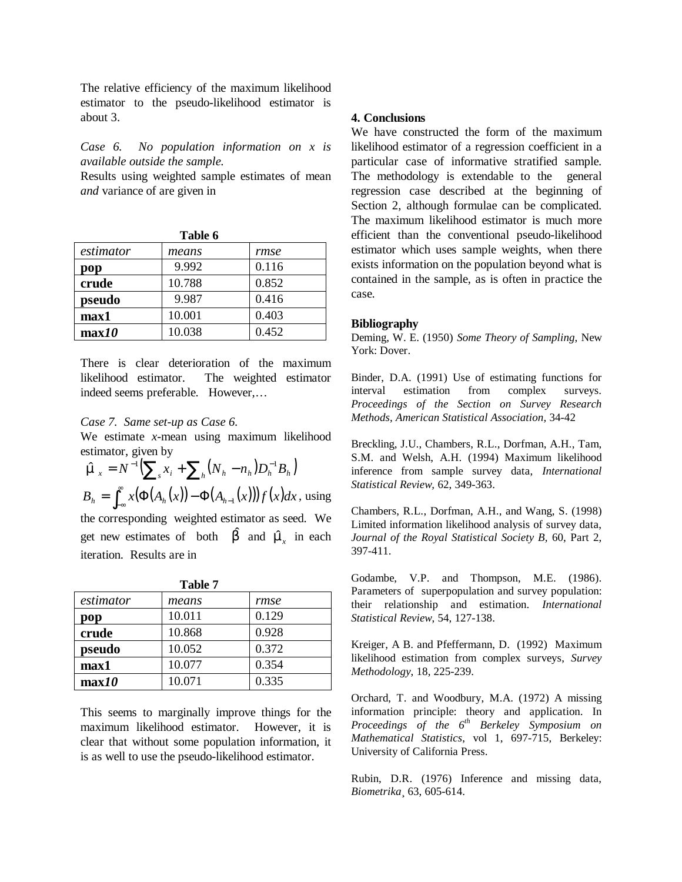The relative efficiency of the maximum likelihood estimator to the pseudo-likelihood estimator is about 3.

*Case 6. No population information on x is available outside the sample.*

Results using weighted sample estimates of mean *and* variance of are given in

**Table 6**

| *estimator* | *means* | *rmse* |
|---|---|---|
| **pop** | 9.992 | 0.116 |
| **crude** | 10.788 | 0.852 |
| **pseudo** | 9.987 | 0.416 |
| **max1** | 10.001 | 0.403 |
| **max*10*** | 10.038 | 0.452 |

There is clear deterioration of the maximum likelihood estimator. The weighted estimator indeed seems preferable. However,…

*Case 7. Same set-up as Case 6.*

We estimate *x*-mean using maximum likelihood estimator, given by

$$\hat{\mu}_x = N^{-1}\left(\sum_s x_i + \sum_h (N_h - n_h) D_h^{-1} B_h\right)$$

$B_h = \int_{-\infty}^{\infty} x\left(\Phi(A_h(x)) - \Phi(A_{h-1}(x))\right) f(x)dx$, using the corresponding weighted estimator as seed. We get new estimates of both $\hat{\beta}$ and $\hat{\mu}_x$ in each iteration. Results are in

**Table 7**

| *estimator* | *means* | *rmse* |
|---|---|---|
| **pop** | 10.011 | 0.129 |
| **crude** | 10.868 | 0.928 |
| **pseudo** | 10.052 | 0.372 |
| **max1** | 10.077 | 0.354 |
| **max*10*** | 10.071 | 0.335 |

This seems to marginally improve things for the maximum likelihood estimator. However, it is clear that without some population information, it is as well to use the pseudo-likelihood estimator.

## 4. Conclusions

We have constructed the form of the maximum likelihood estimator of a regression coefficient in a particular case of informative stratified sample. The methodology is extendable to the general regression case described at the beginning of Section 2, although formulae can be complicated. The maximum likelihood estimator is much more efficient than the conventional pseudo-likelihood estimator which uses sample weights, when there exists information on the population beyond what is contained in the sample, as is often in practice the case.

## Bibliography

Deming, W. E. (1950) *Some Theory of Sampling*, New York: Dover.

Binder, D.A. (1991) Use of estimating functions for interval estimation from complex surveys. *Proceedings of the Section on Survey Research Methods, American Statistical Association,* 34-42

Breckling, J.U., Chambers, R.L., Dorfman, A.H., Tam, S.M. and Welsh, A.H. (1994) Maximum likelihood inference from sample survey data, *International Statistical Review,* 62, 349-363.

Chambers, R.L., Dorfman, A.H., and Wang, S. (1998) Limited information likelihood analysis of survey data, *Journal of the Royal Statistical Society B,* 60, Part 2, 397-411.

Godambe, V.P. and Thompson, M.E. (1986). Parameters of superpopulation and survey population: their relationship and estimation. *International Statistical Review*, 54, 127-138.

Kreiger, A B. and Pfeffermann, D. (1992) Maximum likelihood estimation from complex surveys, *Survey Methodology,* 18, 225-239.

Orchard, T. and Woodbury, M.A. (1972) A missing information principle: theory and application. In *Proceedings of the 6th Berkeley Symposium on Mathematical Statistics*, vol 1, 697-715, Berkeley: University of California Press.

Rubin, D.R. (1976) Inference and missing data, *Biometrika*¸ 63, 605-614.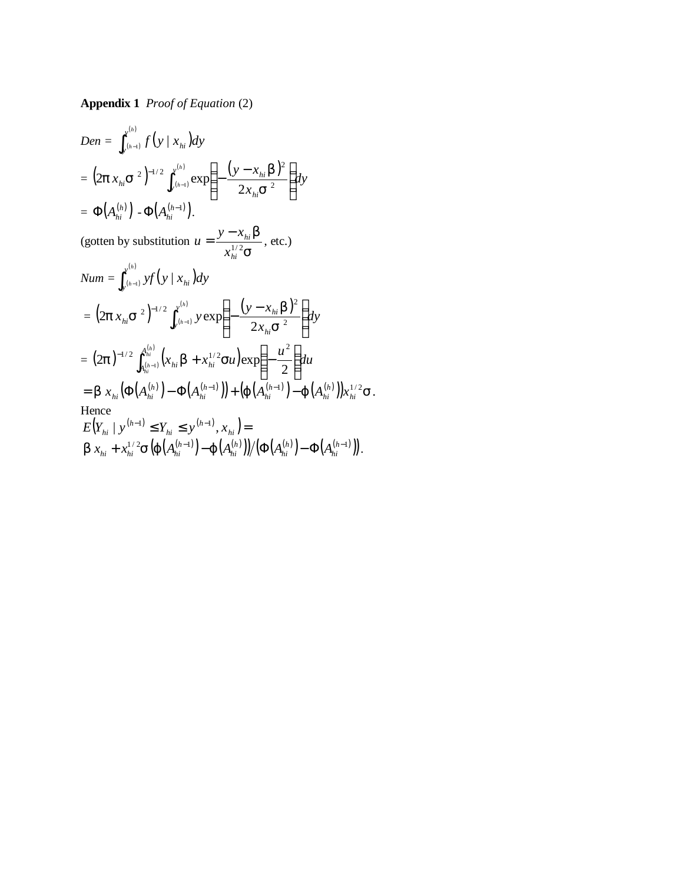**Appendix 1** *Proof of Equation* (2)

$$Den = \int_{y^{(h-1)}}^{y^{(h)}} f(y \mid x_{hi})dy$$

$$= \left(2\pi x_{hi}\sigma^2\right)^{-1/2} \int_{y^{(h-1)}}^{y^{(h)}} \exp\left(-\frac{(y - x_{hi}\beta)^2}{2x_{hi}\sigma^2}\right)dy$$

$$= \Phi\left(A_{hi}^{(h)}\right) - \Phi\left(A_{hi}^{(h-1)}\right).$$

(gotten by substitution $u = \dfrac{y - x_{hi}\beta}{x_{hi}^{1/2}\sigma}$, etc.)

$$Num = \int_{y^{(h-1)}}^{y^{(h)}} yf(y \mid x_{hi})dy$$

$$= \left(2\pi x_{hi}\sigma^2\right)^{-1/2} \int_{y^{(h-1)}}^{y^{(h)}} y\exp\left(-\frac{(y - x_{hi}\beta)^2}{2x_{hi}\sigma^2}\right)dy$$

$$= (2\pi)^{-1/2} \int_{A_{hi}^{(h-1)}}^{A_{hi}^{(h)}} \left(x_{hi}\beta + x_{hi}^{1/2}\sigma u\right)\exp\left(-\frac{u^2}{2}\right)du$$

$$= \beta\, x_{hi}\left(\Phi\left(A_{hi}^{(h)}\right) - \Phi\left(A_{hi}^{(h-1)}\right)\right) + \left(\phi\left(A_{hi}^{(h-1)}\right) - \phi\left(A_{hi}^{(h)}\right)\right)x_{hi}^{1/2}\sigma.$$

Hence

$$E\left(Y_{hi} \mid y^{(h-1)} \le Y_{hi} \le y^{(h-1)}, x_{hi}\right) =$$

$$\beta\, x_{hi} + x_{hi}^{1/2}\sigma\left(\phi\left(A_{hi}^{(h-1)}\right) - \phi\left(A_{hi}^{(h)}\right)\right) / \left(\Phi\left(A_{hi}^{(h)}\right) - \Phi\left(A_{hi}^{(h-1)}\right)\right).$$